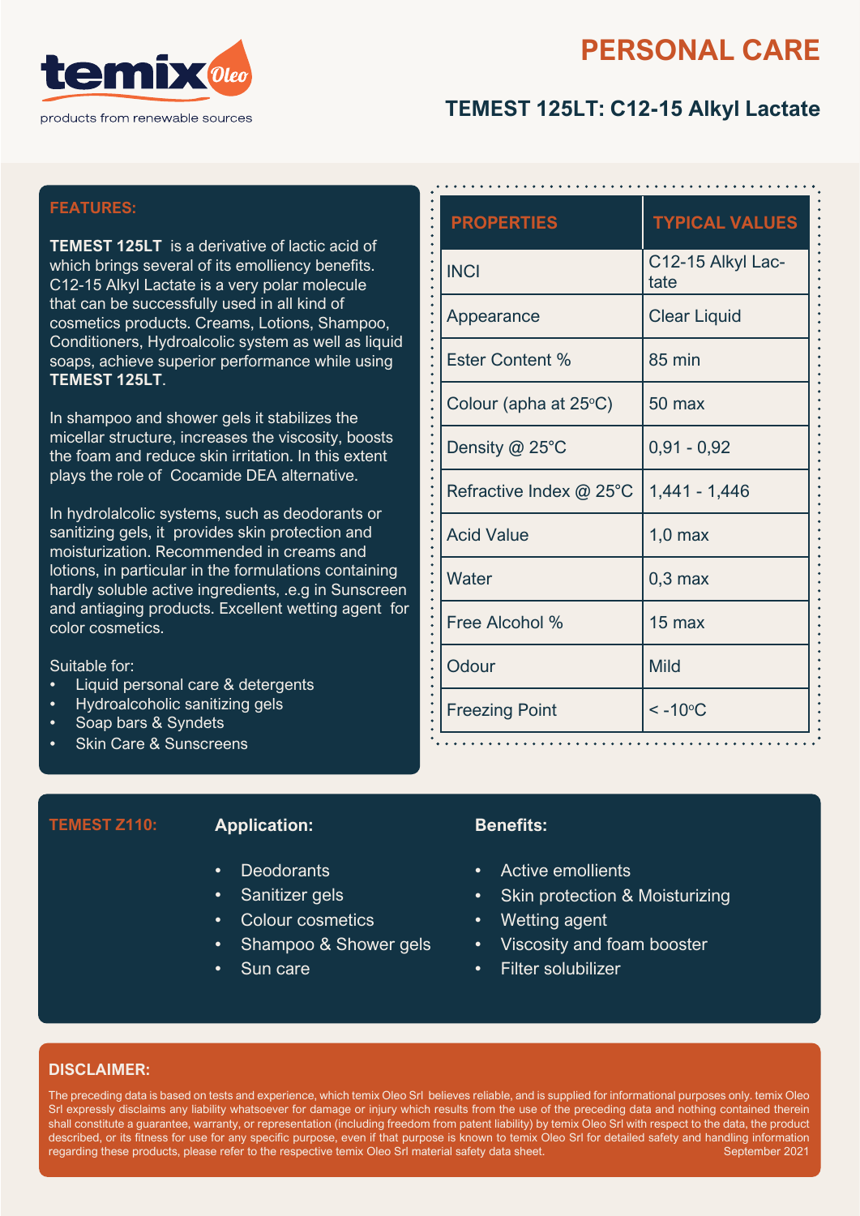temix Oleo

products from renewable sources

# PERSONAL CARE

## TEMEST 125LT: C12-15 Alkyl Lactate

### FEATURES:

**TEMEST 125LT** is a derivative of lactic acid of which brings several of its emolliency benefits. C12-15 Alkyl Lactate is a very polar molecule that can be successfully used in all kind of cosmetics products. Creams, Lotions, Shampoo, Conditioners, Hydroalcolic system as well as liquid soaps, achieve superior performance while using **TEMEST 125LT**.

In shampoo and shower gels it stabilizes the micellar structure, increases the viscosity, boosts the foam and reduce skin irritation. In this extent plays the role of Cocamide DEA alternative.

In hydrolalcolic systems, such as deodorants or sanitizing gels, it provides skin protection and moisturization. Recommended in creams and lotions, in particular in the formulations containing hardly soluble active ingredients, .e.g in Sunscreen and antiaging products. Excellent wetting agent for color cosmetics.

Suitable for:

- Liquid personal care & detergents
- Hydroalcoholic sanitizing gels
- Soap bars & Syndets
- Skin Care & Sunscreens

| PROPERTIES | TYPICAL VALUES |
|---|---|
| INCI | C12-15 Alkyl Lactate |
| Appearance | Clear Liquid |
| Ester Content % | 85 min |
| Colour (apha at 25°C) | 50 max |
| Density @ 25°C | 0,91 - 0,92 |
| Refractive Index @ 25°C | 1,441 - 1,446 |
| Acid Value | 1,0 max |
| Water | 0,3 max |
| Free Alcohol % | 15 max |
| Odour | Mild |
| Freezing Point | < -10°C |

### TEMEST Z110:

**Application:**

- Deodorants
- Sanitizer gels
- Colour cosmetics
- Shampoo & Shower gels
- Sun care

**Benefits:**

- Active emollients
- Skin protection & Moisturizing
- Wetting agent
- Viscosity and foam booster
- Filter solubilizer

### DISCLAIMER:

The preceding data is based on tests and experience, which temix Oleo Srl believes reliable, and is supplied for informational purposes only. temix Oleo Srl expressly disclaims any liability whatsoever for damage or injury which results from the use of the preceding data and nothing contained therein shall constitute a guarantee, warranty, or representation (including freedom from patent liability) by temix Oleo Srl with respect to the data, the product described, or its fitness for use for any specific purpose, even if that purpose is known to temix Oleo Srl for detailed safety and handling information regarding these products, please refer to the respective temix Oleo Srl material safety data sheet.

September 2021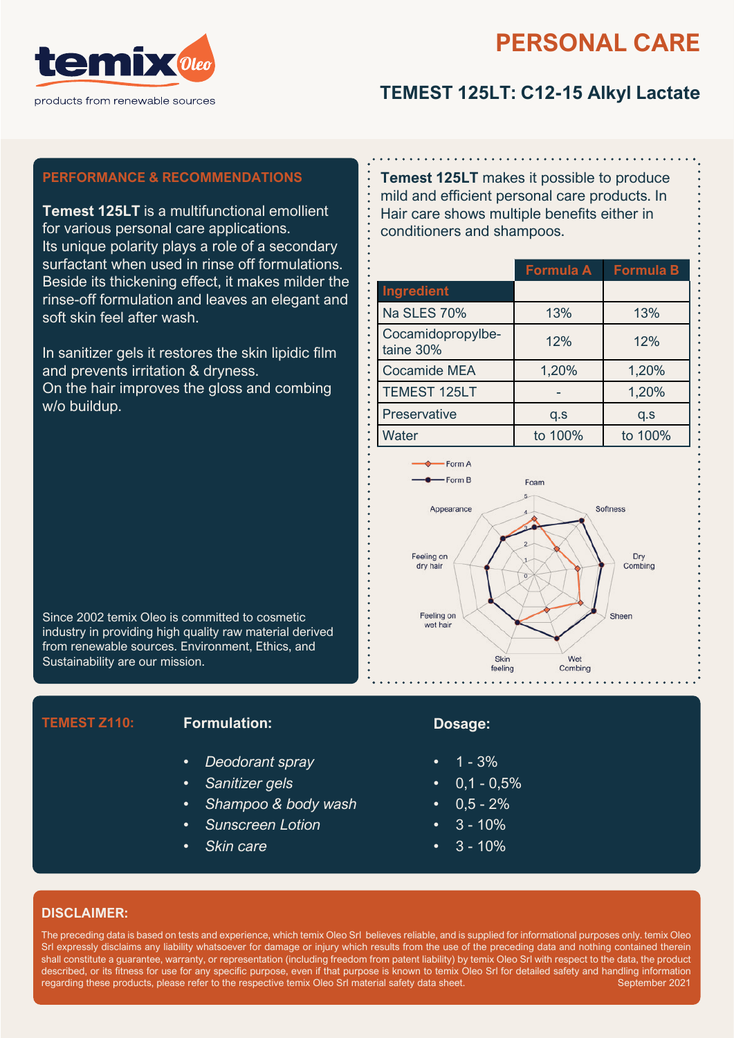temix Oleo

products from renewable sources

# PERSONAL CARE

## TEMEST 125LT: C12-15 Alkyl Lactate

### PERFORMANCE & RECOMMENDATIONS

**Temest 125LT** is a multifunctional emollient for various personal care applications.
Its unique polarity plays a role of a secondary surfactant when used in rinse off formulations. Beside its thickening effect, it makes milder the rinse-off formulation and leaves an elegant and soft skin feel after wash.

In sanitizer gels it restores the skin lipidic film and prevents irritation & dryness.
On the hair improves the gloss and combing w/o buildup.

Since 2002 temix Oleo is committed to cosmetic industry in providing high quality raw material derived from renewable sources. Environment, Ethics, and Sustainability are our mission.

**Temest 125LT** makes it possible to produce mild and efficient personal care products. In Hair care shows multiple benefits either in conditioners and shampoos.

| Ingredient | Formula A | Formula B |
|---|---|---|
| Na SLES 70% | 13% | 13% |
| Cocamidopropylbetaine 30% | 12% | 12% |
| Cocamide MEA | 1,20% | 1,20% |
| TEMEST 125LT | - | 1,20% |
| Preservative | q.s | q.s |
| Water | to 100% | to 100% |

Form A
Form B
Foam
Softness
Dry Combing
Sheen
Wet Combing
Skin feeling
Feeling on wet hair
Feeling on dry hair
Appearance
0
1
2
3
4
5

### TEMEST Z110:

| Formulation: | Dosage: |
|---|---|
| *Deodorant spray* | 1 - 3% |
| *Sanitizer gels* | 0,1 - 0,5% |
| *Shampoo & body wash* | 0,5 - 2% |
| *Sunscreen Lotion* | 3 - 10% |
| *Skin care* | 3 - 10% |

### DISCLAIMER:

The preceding data is based on tests and experience, which temix Oleo Srl believes reliable, and is supplied for informational purposes only. temix Oleo Srl expressly disclaims any liability whatsoever for damage or injury which results from the use of the preceding data and nothing contained therein shall constitute a guarantee, warranty, or representation (including freedom from patent liability) by temix Oleo Srl with respect to the data, the product described, or its fitness for use for any specific purpose, even if that purpose is known to temix Oleo Srl for detailed safety and handling information regarding these products, please refer to the respective temix Oleo Srl material safety data sheet. September 2021